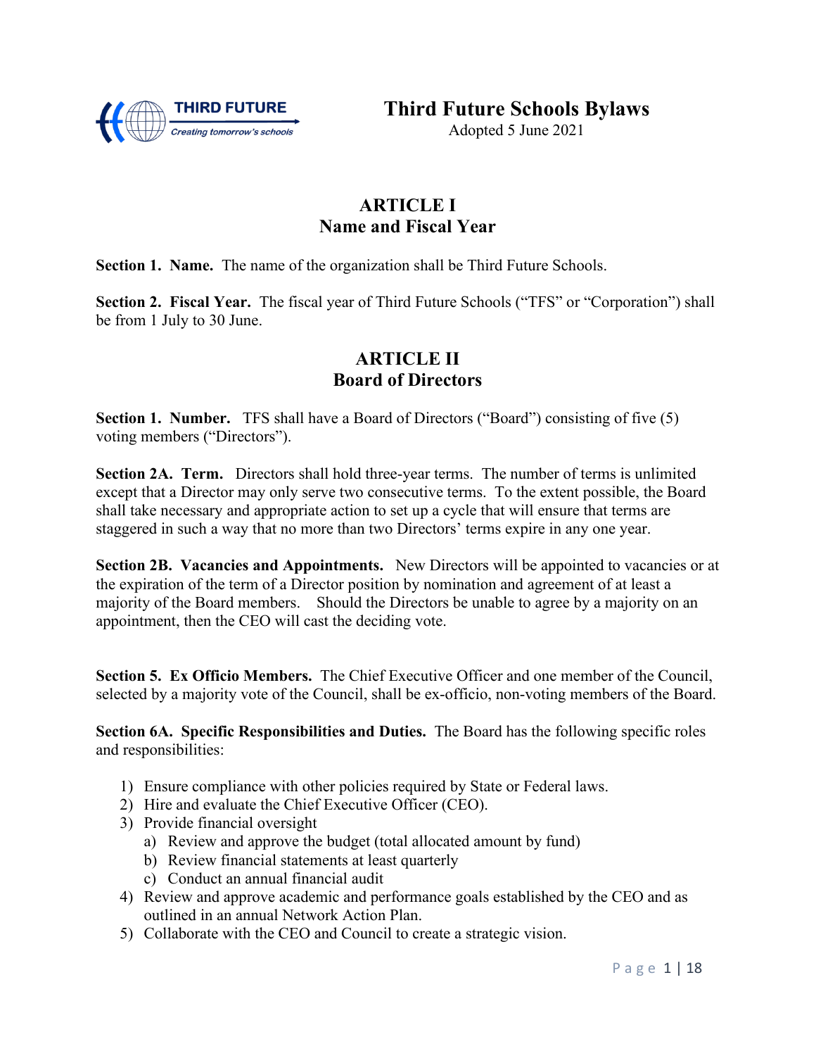THIRD FUTURE
*Creating tomorrow's schools*

# Third Future Schools Bylaws

Adopted 5 June 2021

## ARTICLE I
## Name and Fiscal Year

**Section 1. Name.** The name of the organization shall be Third Future Schools.

**Section 2. Fiscal Year.** The fiscal year of Third Future Schools ("TFS" or "Corporation") shall be from 1 July to 30 June.

## ARTICLE II
## Board of Directors

**Section 1. Number.** TFS shall have a Board of Directors ("Board") consisting of five (5) voting members ("Directors").

**Section 2A. Term.** Directors shall hold three-year terms. The number of terms is unlimited except that a Director may only serve two consecutive terms. To the extent possible, the Board shall take necessary and appropriate action to set up a cycle that will ensure that terms are staggered in such a way that no more than two Directors' terms expire in any one year.

**Section 2B. Vacancies and Appointments.** New Directors will be appointed to vacancies or at the expiration of the term of a Director position by nomination and agreement of at least a majority of the Board members. Should the Directors be unable to agree by a majority on an appointment, then the CEO will cast the deciding vote.

**Section 5. Ex Officio Members.** The Chief Executive Officer and one member of the Council, selected by a majority vote of the Council, shall be ex-officio, non-voting members of the Board.

**Section 6A. Specific Responsibilities and Duties.** The Board has the following specific roles and responsibilities:

1) Ensure compliance with other policies required by State or Federal laws.
2) Hire and evaluate the Chief Executive Officer (CEO).
3) Provide financial oversight
   a) Review and approve the budget (total allocated amount by fund)
   b) Review financial statements at least quarterly
   c) Conduct an annual financial audit
4) Review and approve academic and performance goals established by the CEO and as outlined in an annual Network Action Plan.
5) Collaborate with the CEO and Council to create a strategic vision.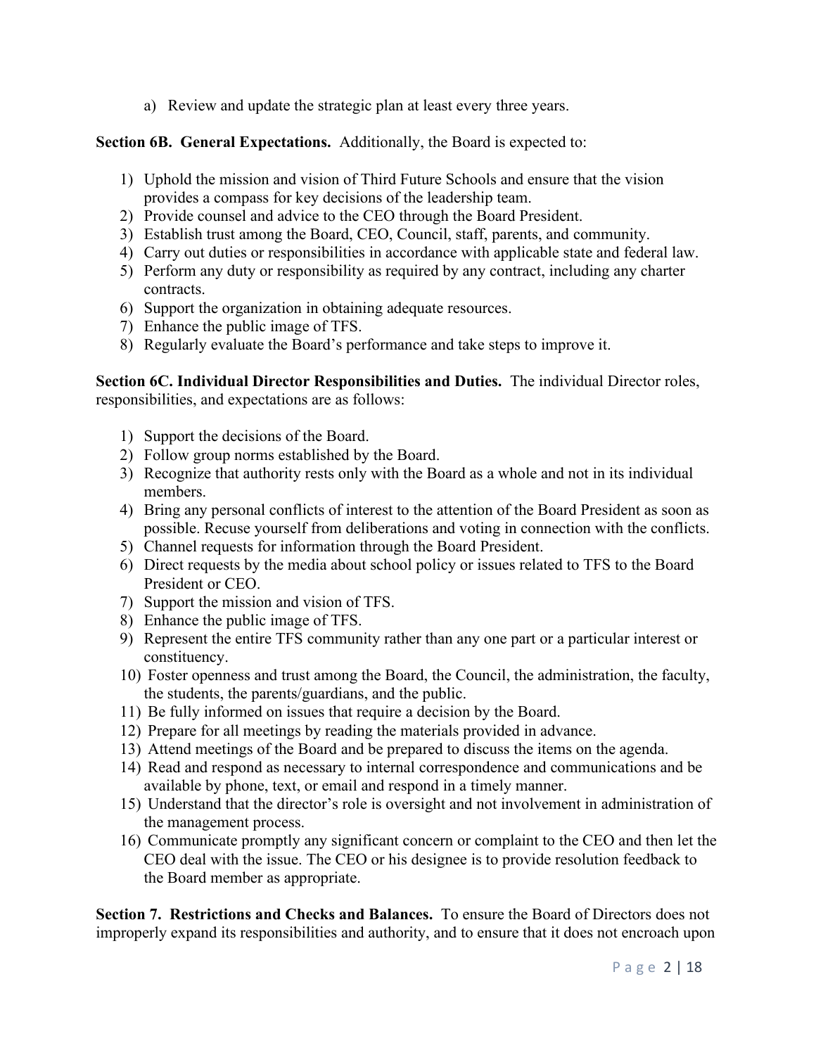a) Review and update the strategic plan at least every three years.

**Section 6B. General Expectations.** Additionally, the Board is expected to:

1) Uphold the mission and vision of Third Future Schools and ensure that the vision provides a compass for key decisions of the leadership team.
2) Provide counsel and advice to the CEO through the Board President.
3) Establish trust among the Board, CEO, Council, staff, parents, and community.
4) Carry out duties or responsibilities in accordance with applicable state and federal law.
5) Perform any duty or responsibility as required by any contract, including any charter contracts.
6) Support the organization in obtaining adequate resources.
7) Enhance the public image of TFS.
8) Regularly evaluate the Board's performance and take steps to improve it.

**Section 6C. Individual Director Responsibilities and Duties.** The individual Director roles, responsibilities, and expectations are as follows:

1) Support the decisions of the Board.
2) Follow group norms established by the Board.
3) Recognize that authority rests only with the Board as a whole and not in its individual members.
4) Bring any personal conflicts of interest to the attention of the Board President as soon as possible. Recuse yourself from deliberations and voting in connection with the conflicts.
5) Channel requests for information through the Board President.
6) Direct requests by the media about school policy or issues related to TFS to the Board President or CEO.
7) Support the mission and vision of TFS.
8) Enhance the public image of TFS.
9) Represent the entire TFS community rather than any one part or a particular interest or constituency.
10) Foster openness and trust among the Board, the Council, the administration, the faculty, the students, the parents/guardians, and the public.
11) Be fully informed on issues that require a decision by the Board.
12) Prepare for all meetings by reading the materials provided in advance.
13) Attend meetings of the Board and be prepared to discuss the items on the agenda.
14) Read and respond as necessary to internal correspondence and communications and be available by phone, text, or email and respond in a timely manner.
15) Understand that the director's role is oversight and not involvement in administration of the management process.
16) Communicate promptly any significant concern or complaint to the CEO and then let the CEO deal with the issue. The CEO or his designee is to provide resolution feedback to the Board member as appropriate.

**Section 7. Restrictions and Checks and Balances.** To ensure the Board of Directors does not improperly expand its responsibilities and authority, and to ensure that it does not encroach upon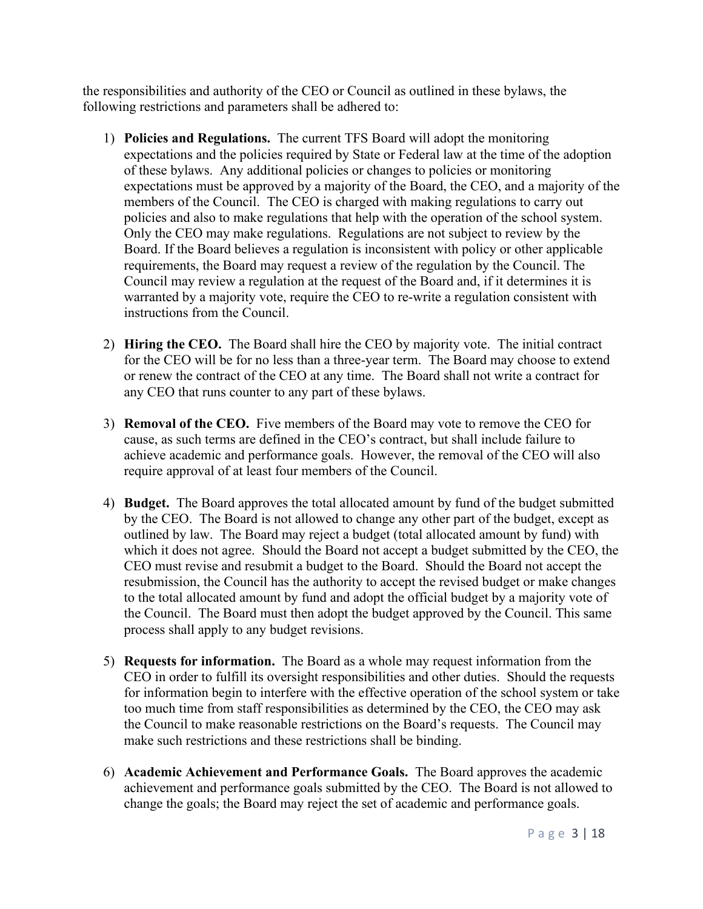the responsibilities and authority of the CEO or Council as outlined in these bylaws, the following restrictions and parameters shall be adhered to:

1) **Policies and Regulations.** The current TFS Board will adopt the monitoring expectations and the policies required by State or Federal law at the time of the adoption of these bylaws. Any additional policies or changes to policies or monitoring expectations must be approved by a majority of the Board, the CEO, and a majority of the members of the Council. The CEO is charged with making regulations to carry out policies and also to make regulations that help with the operation of the school system. Only the CEO may make regulations. Regulations are not subject to review by the Board. If the Board believes a regulation is inconsistent with policy or other applicable requirements, the Board may request a review of the regulation by the Council. The Council may review a regulation at the request of the Board and, if it determines it is warranted by a majority vote, require the CEO to re-write a regulation consistent with instructions from the Council.

2) **Hiring the CEO.** The Board shall hire the CEO by majority vote. The initial contract for the CEO will be for no less than a three-year term. The Board may choose to extend or renew the contract of the CEO at any time. The Board shall not write a contract for any CEO that runs counter to any part of these bylaws.

3) **Removal of the CEO.** Five members of the Board may vote to remove the CEO for cause, as such terms are defined in the CEO's contract, but shall include failure to achieve academic and performance goals. However, the removal of the CEO will also require approval of at least four members of the Council.

4) **Budget.** The Board approves the total allocated amount by fund of the budget submitted by the CEO. The Board is not allowed to change any other part of the budget, except as outlined by law. The Board may reject a budget (total allocated amount by fund) with which it does not agree. Should the Board not accept a budget submitted by the CEO, the CEO must revise and resubmit a budget to the Board. Should the Board not accept the resubmission, the Council has the authority to accept the revised budget or make changes to the total allocated amount by fund and adopt the official budget by a majority vote of the Council. The Board must then adopt the budget approved by the Council. This same process shall apply to any budget revisions.

5) **Requests for information.** The Board as a whole may request information from the CEO in order to fulfill its oversight responsibilities and other duties. Should the requests for information begin to interfere with the effective operation of the school system or take too much time from staff responsibilities as determined by the CEO, the CEO may ask the Council to make reasonable restrictions on the Board's requests. The Council may make such restrictions and these restrictions shall be binding.

6) **Academic Achievement and Performance Goals.** The Board approves the academic achievement and performance goals submitted by the CEO. The Board is not allowed to change the goals; the Board may reject the set of academic and performance goals.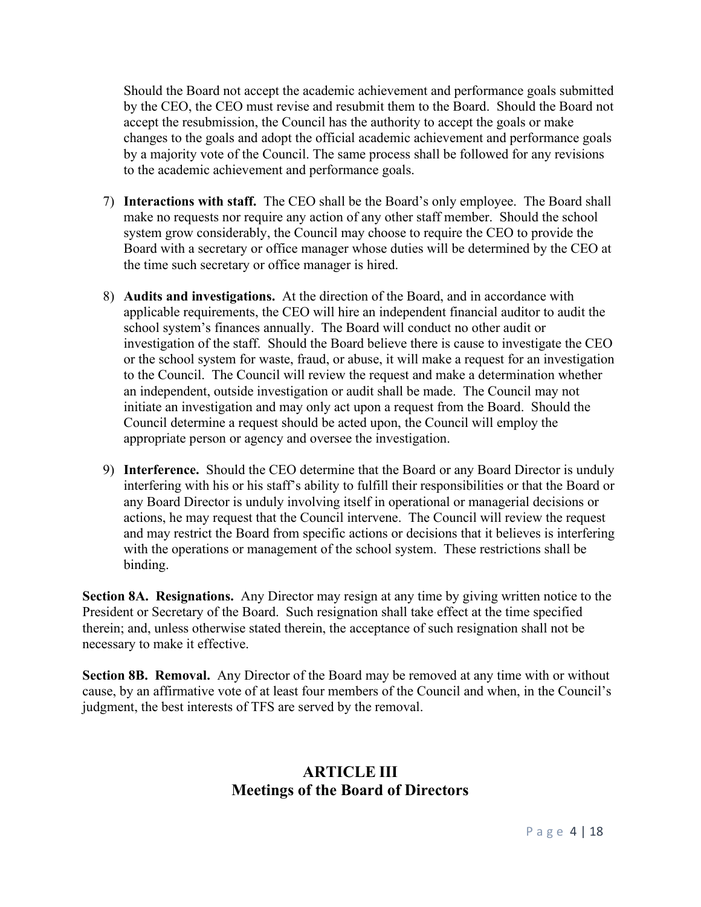Should the Board not accept the academic achievement and performance goals submitted by the CEO, the CEO must revise and resubmit them to the Board. Should the Board not accept the resubmission, the Council has the authority to accept the goals or make changes to the goals and adopt the official academic achievement and performance goals by a majority vote of the Council. The same process shall be followed for any revisions to the academic achievement and performance goals.

7) **Interactions with staff.** The CEO shall be the Board's only employee. The Board shall make no requests nor require any action of any other staff member. Should the school system grow considerably, the Council may choose to require the CEO to provide the Board with a secretary or office manager whose duties will be determined by the CEO at the time such secretary or office manager is hired.

8) **Audits and investigations.** At the direction of the Board, and in accordance with applicable requirements, the CEO will hire an independent financial auditor to audit the school system's finances annually. The Board will conduct no other audit or investigation of the staff. Should the Board believe there is cause to investigate the CEO or the school system for waste, fraud, or abuse, it will make a request for an investigation to the Council. The Council will review the request and make a determination whether an independent, outside investigation or audit shall be made. The Council may not initiate an investigation and may only act upon a request from the Board. Should the Council determine a request should be acted upon, the Council will employ the appropriate person or agency and oversee the investigation.

9) **Interference.** Should the CEO determine that the Board or any Board Director is unduly interfering with his or his staff's ability to fulfill their responsibilities or that the Board or any Board Director is unduly involving itself in operational or managerial decisions or actions, he may request that the Council intervene. The Council will review the request and may restrict the Board from specific actions or decisions that it believes is interfering with the operations or management of the school system. These restrictions shall be binding.

**Section 8A. Resignations.** Any Director may resign at any time by giving written notice to the President or Secretary of the Board. Such resignation shall take effect at the time specified therein; and, unless otherwise stated therein, the acceptance of such resignation shall not be necessary to make it effective.

**Section 8B. Removal.** Any Director of the Board may be removed at any time with or without cause, by an affirmative vote of at least four members of the Council and when, in the Council's judgment, the best interests of TFS are served by the removal.

## ARTICLE III
## Meetings of the Board of Directors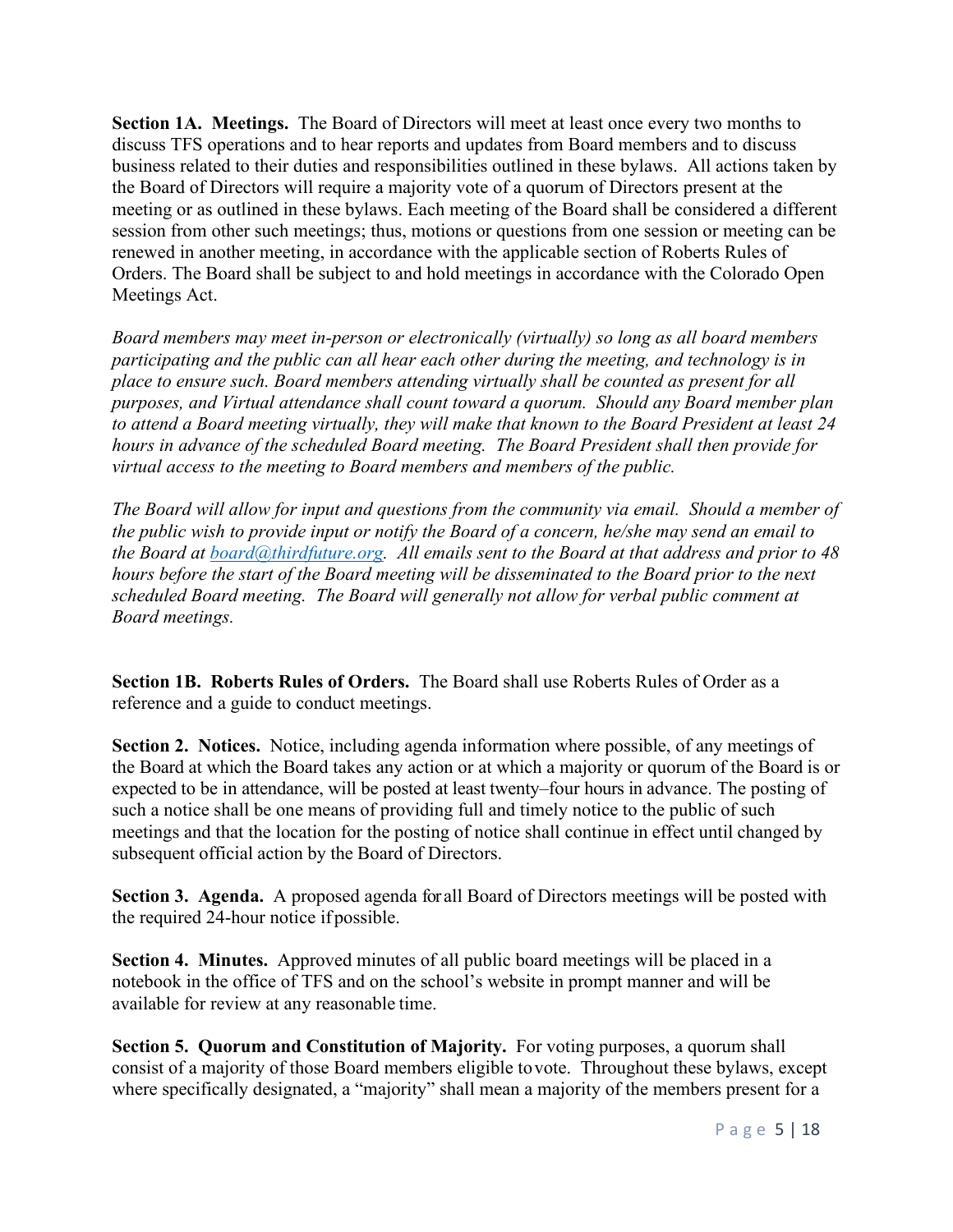**Section 1A. Meetings.** The Board of Directors will meet at least once every two months to discuss TFS operations and to hear reports and updates from Board members and to discuss business related to their duties and responsibilities outlined in these bylaws. All actions taken by the Board of Directors will require a majority vote of a quorum of Directors present at the meeting or as outlined in these bylaws. Each meeting of the Board shall be considered a different session from other such meetings; thus, motions or questions from one session or meeting can be renewed in another meeting, in accordance with the applicable section of Roberts Rules of Orders. The Board shall be subject to and hold meetings in accordance with the Colorado Open Meetings Act.

*Board members may meet in-person or electronically (virtually) so long as all board members participating and the public can all hear each other during the meeting, and technology is in place to ensure such. Board members attending virtually shall be counted as present for all purposes, and Virtual attendance shall count toward a quorum. Should any Board member plan to attend a Board meeting virtually, they will make that known to the Board President at least 24 hours in advance of the scheduled Board meeting. The Board President shall then provide for virtual access to the meeting to Board members and members of the public.*

*The Board will allow for input and questions from the community via email. Should a member of the public wish to provide input or notify the Board of a concern, he/she may send an email to the Board at [board@thirdfuture.org](mailto:board@thirdfuture.org). All emails sent to the Board at that address and prior to 48 hours before the start of the Board meeting will be disseminated to the Board prior to the next scheduled Board meeting. The Board will generally not allow for verbal public comment at Board meetings.*

**Section 1B. Roberts Rules of Orders.** The Board shall use Roberts Rules of Order as a reference and a guide to conduct meetings.

**Section 2. Notices.** Notice, including agenda information where possible, of any meetings of the Board at which the Board takes any action or at which a majority or quorum of the Board is or expected to be in attendance, will be posted at least twenty–four hours in advance. The posting of such a notice shall be one means of providing full and timely notice to the public of such meetings and that the location for the posting of notice shall continue in effect until changed by subsequent official action by the Board of Directors.

**Section 3. Agenda.** A proposed agenda for all Board of Directors meetings will be posted with the required 24-hour notice if possible.

**Section 4. Minutes.** Approved minutes of all public board meetings will be placed in a notebook in the office of TFS and on the school's website in prompt manner and will be available for review at any reasonable time.

**Section 5. Quorum and Constitution of Majority.** For voting purposes, a quorum shall consist of a majority of those Board members eligible to vote. Throughout these bylaws, except where specifically designated, a "majority" shall mean a majority of the members present for a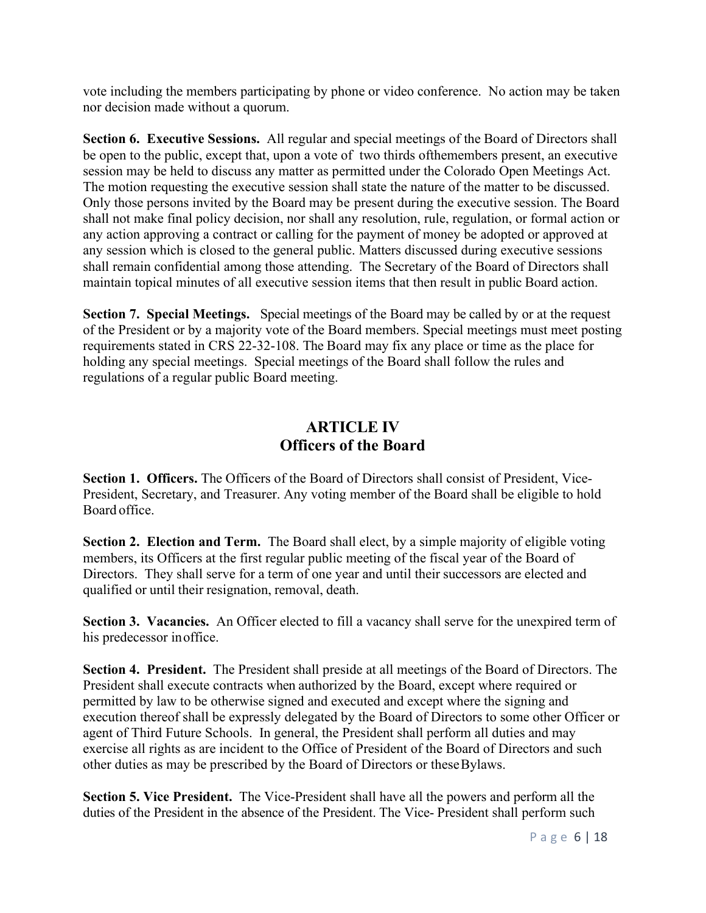vote including the members participating by phone or video conference. No action may be taken nor decision made without a quorum.

**Section 6. Executive Sessions.** All regular and special meetings of the Board of Directors shall be open to the public, except that, upon a vote of two thirds ofthemembers present, an executive session may be held to discuss any matter as permitted under the Colorado Open Meetings Act. The motion requesting the executive session shall state the nature of the matter to be discussed. Only those persons invited by the Board may be present during the executive session. The Board shall not make final policy decision, nor shall any resolution, rule, regulation, or formal action or any action approving a contract or calling for the payment of money be adopted or approved at any session which is closed to the general public. Matters discussed during executive sessions shall remain confidential among those attending. The Secretary of the Board of Directors shall maintain topical minutes of all executive session items that then result in public Board action.

**Section 7. Special Meetings.** Special meetings of the Board may be called by or at the request of the President or by a majority vote of the Board members. Special meetings must meet posting requirements stated in CRS 22-32-108. The Board may fix any place or time as the place for holding any special meetings. Special meetings of the Board shall follow the rules and regulations of a regular public Board meeting.

## ARTICLE IV
## Officers of the Board

**Section 1. Officers.** The Officers of the Board of Directors shall consist of President, Vice-President, Secretary, and Treasurer. Any voting member of the Board shall be eligible to hold Board office.

**Section 2. Election and Term.** The Board shall elect, by a simple majority of eligible voting members, its Officers at the first regular public meeting of the fiscal year of the Board of Directors. They shall serve for a term of one year and until their successors are elected and qualified or until their resignation, removal, death.

**Section 3. Vacancies.** An Officer elected to fill a vacancy shall serve for the unexpired term of his predecessor inoffice.

**Section 4. President.** The President shall preside at all meetings of the Board of Directors. The President shall execute contracts when authorized by the Board, except where required or permitted by law to be otherwise signed and executed and except where the signing and execution thereof shall be expressly delegated by the Board of Directors to some other Officer or agent of Third Future Schools. In general, the President shall perform all duties and may exercise all rights as are incident to the Office of President of the Board of Directors and such other duties as may be prescribed by the Board of Directors or theseBylaws.

**Section 5. Vice President.** The Vice-President shall have all the powers and perform all the duties of the President in the absence of the President. The Vice- President shall perform such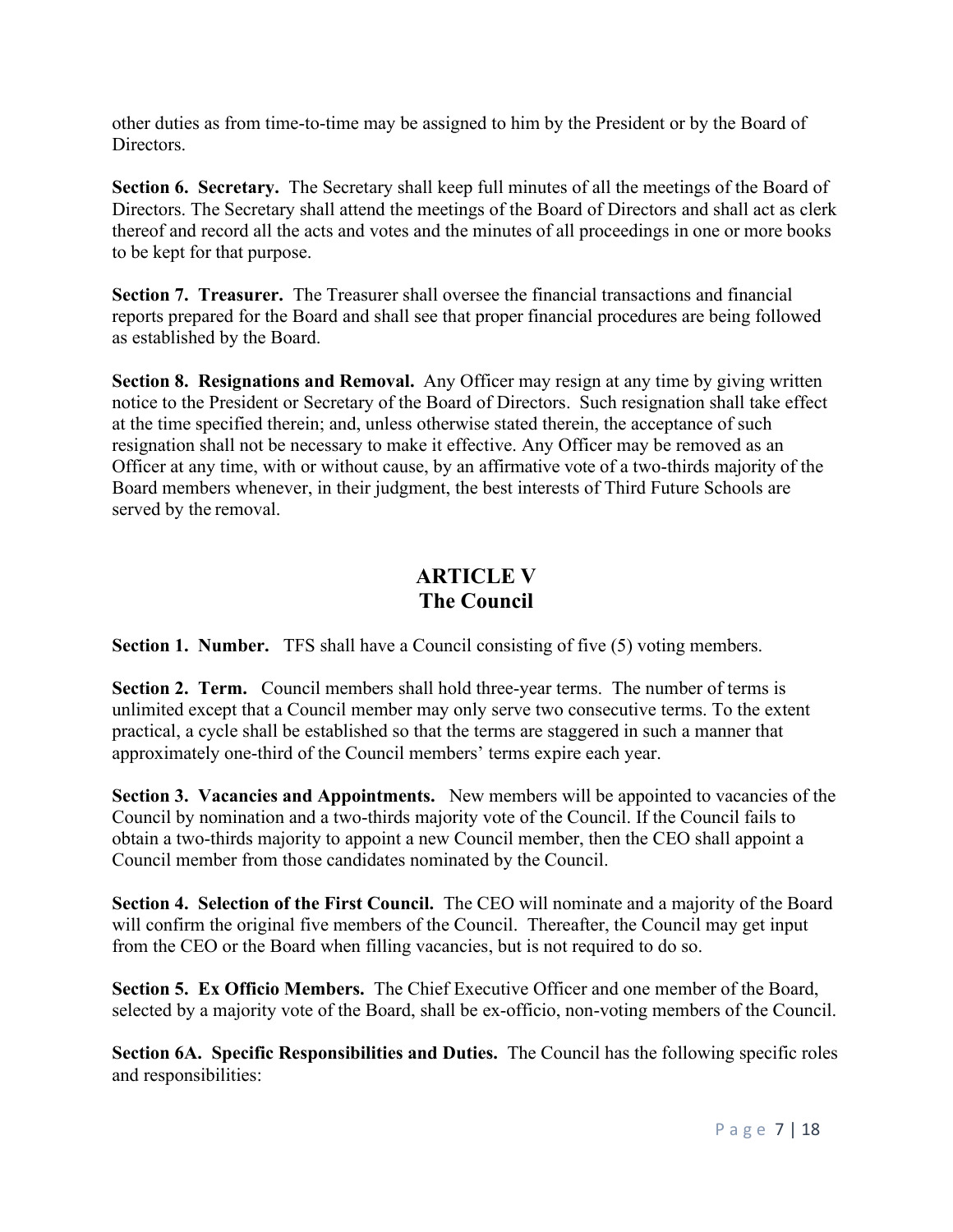other duties as from time-to-time may be assigned to him by the President or by the Board of Directors.

**Section 6. Secretary.** The Secretary shall keep full minutes of all the meetings of the Board of Directors. The Secretary shall attend the meetings of the Board of Directors and shall act as clerk thereof and record all the acts and votes and the minutes of all proceedings in one or more books to be kept for that purpose.

**Section 7. Treasurer.** The Treasurer shall oversee the financial transactions and financial reports prepared for the Board and shall see that proper financial procedures are being followed as established by the Board.

**Section 8. Resignations and Removal.** Any Officer may resign at any time by giving written notice to the President or Secretary of the Board of Directors. Such resignation shall take effect at the time specified therein; and, unless otherwise stated therein, the acceptance of such resignation shall not be necessary to make it effective. Any Officer may be removed as an Officer at any time, with or without cause, by an affirmative vote of a two-thirds majority of the Board members whenever, in their judgment, the best interests of Third Future Schools are served by the removal.

## ARTICLE V
## The Council

**Section 1. Number.** TFS shall have a Council consisting of five (5) voting members.

**Section 2. Term.** Council members shall hold three-year terms. The number of terms is unlimited except that a Council member may only serve two consecutive terms. To the extent practical, a cycle shall be established so that the terms are staggered in such a manner that approximately one-third of the Council members' terms expire each year.

**Section 3. Vacancies and Appointments.** New members will be appointed to vacancies of the Council by nomination and a two-thirds majority vote of the Council. If the Council fails to obtain a two-thirds majority to appoint a new Council member, then the CEO shall appoint a Council member from those candidates nominated by the Council.

**Section 4. Selection of the First Council.** The CEO will nominate and a majority of the Board will confirm the original five members of the Council. Thereafter, the Council may get input from the CEO or the Board when filling vacancies, but is not required to do so.

**Section 5. Ex Officio Members.** The Chief Executive Officer and one member of the Board, selected by a majority vote of the Board, shall be ex-officio, non-voting members of the Council.

**Section 6A. Specific Responsibilities and Duties.** The Council has the following specific roles and responsibilities: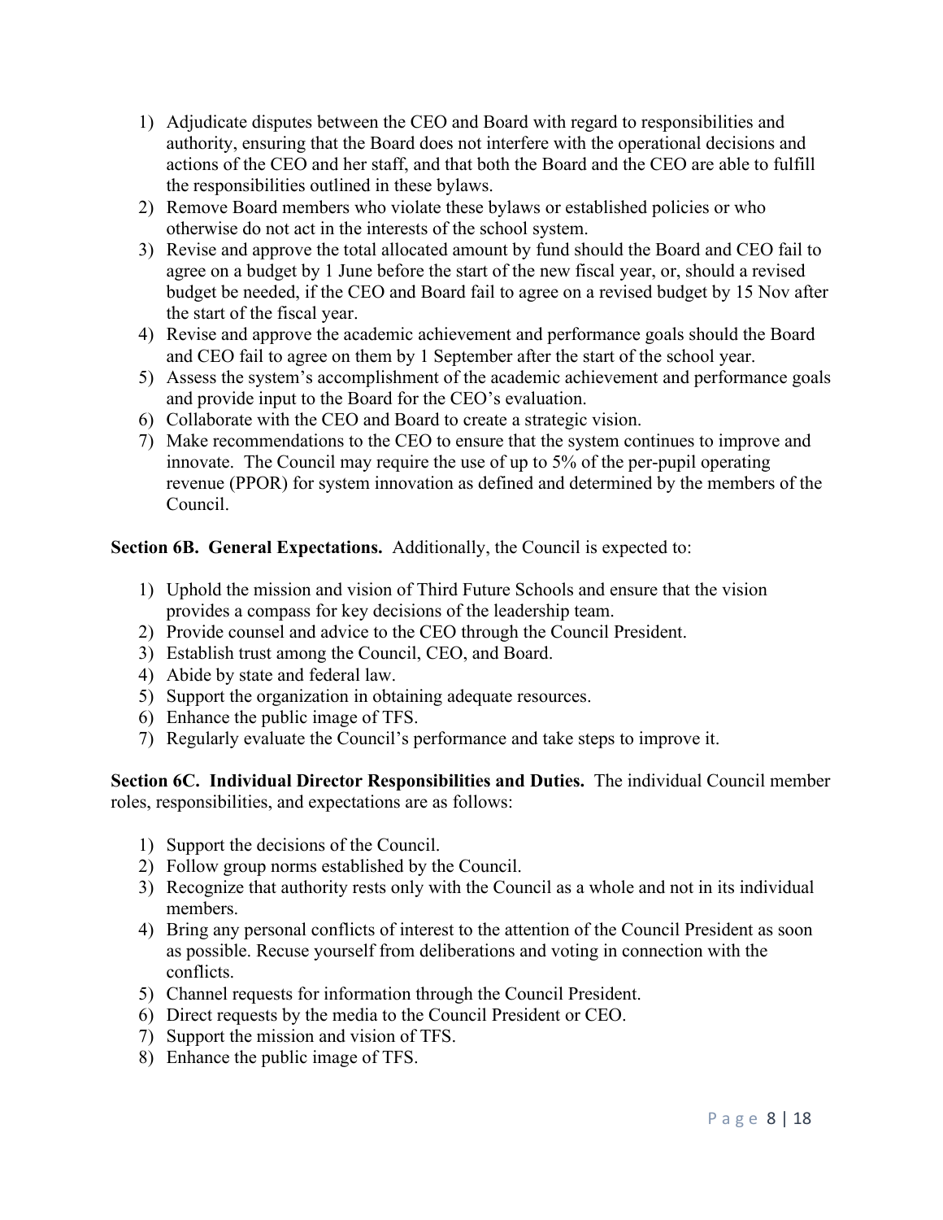1) Adjudicate disputes between the CEO and Board with regard to responsibilities and authority, ensuring that the Board does not interfere with the operational decisions and actions of the CEO and her staff, and that both the Board and the CEO are able to fulfill the responsibilities outlined in these bylaws.
2) Remove Board members who violate these bylaws or established policies or who otherwise do not act in the interests of the school system.
3) Revise and approve the total allocated amount by fund should the Board and CEO fail to agree on a budget by 1 June before the start of the new fiscal year, or, should a revised budget be needed, if the CEO and Board fail to agree on a revised budget by 15 Nov after the start of the fiscal year.
4) Revise and approve the academic achievement and performance goals should the Board and CEO fail to agree on them by 1 September after the start of the school year.
5) Assess the system's accomplishment of the academic achievement and performance goals and provide input to the Board for the CEO's evaluation.
6) Collaborate with the CEO and Board to create a strategic vision.
7) Make recommendations to the CEO to ensure that the system continues to improve and innovate. The Council may require the use of up to 5% of the per-pupil operating revenue (PPOR) for system innovation as defined and determined by the members of the Council.

**Section 6B. General Expectations.** Additionally, the Council is expected to:

1) Uphold the mission and vision of Third Future Schools and ensure that the vision provides a compass for key decisions of the leadership team.
2) Provide counsel and advice to the CEO through the Council President.
3) Establish trust among the Council, CEO, and Board.
4) Abide by state and federal law.
5) Support the organization in obtaining adequate resources.
6) Enhance the public image of TFS.
7) Regularly evaluate the Council's performance and take steps to improve it.

**Section 6C. Individual Director Responsibilities and Duties.** The individual Council member roles, responsibilities, and expectations are as follows:

1) Support the decisions of the Council.
2) Follow group norms established by the Council.
3) Recognize that authority rests only with the Council as a whole and not in its individual members.
4) Bring any personal conflicts of interest to the attention of the Council President as soon as possible. Recuse yourself from deliberations and voting in connection with the conflicts.
5) Channel requests for information through the Council President.
6) Direct requests by the media to the Council President or CEO.
7) Support the mission and vision of TFS.
8) Enhance the public image of TFS.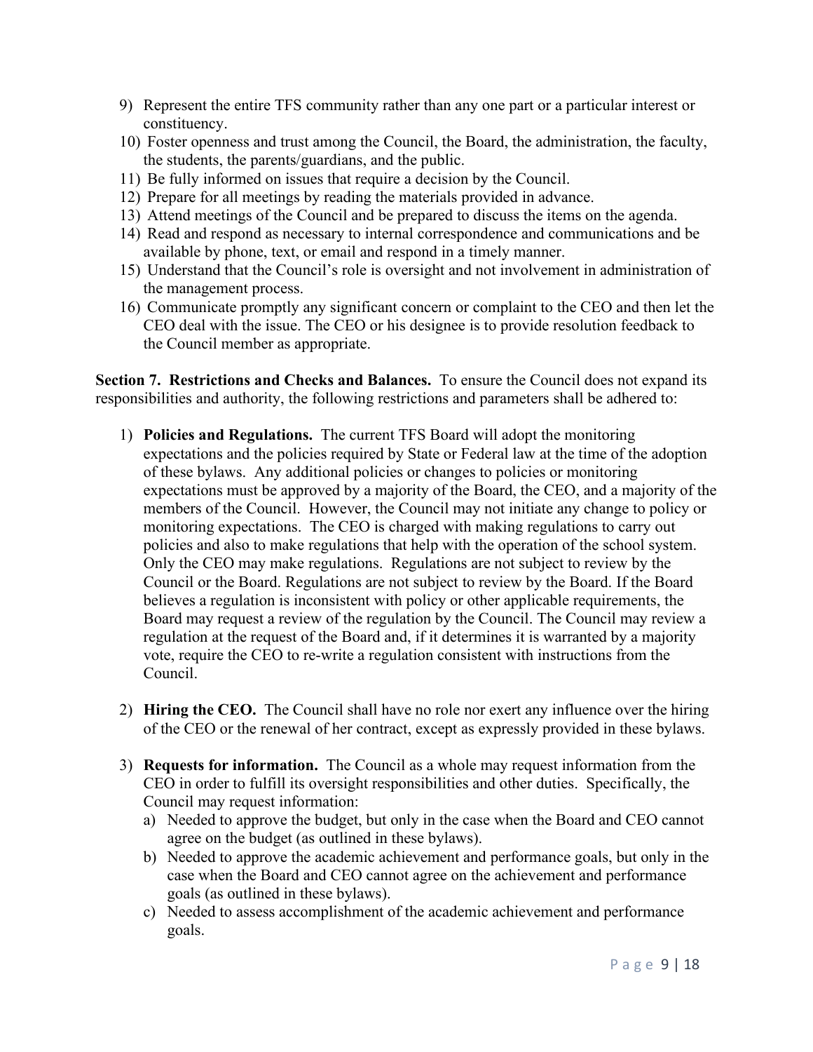9) Represent the entire TFS community rather than any one part or a particular interest or constituency.
10) Foster openness and trust among the Council, the Board, the administration, the faculty, the students, the parents/guardians, and the public.
11) Be fully informed on issues that require a decision by the Council.
12) Prepare for all meetings by reading the materials provided in advance.
13) Attend meetings of the Council and be prepared to discuss the items on the agenda.
14) Read and respond as necessary to internal correspondence and communications and be available by phone, text, or email and respond in a timely manner.
15) Understand that the Council's role is oversight and not involvement in administration of the management process.
16) Communicate promptly any significant concern or complaint to the CEO and then let the CEO deal with the issue. The CEO or his designee is to provide resolution feedback to the Council member as appropriate.

**Section 7. Restrictions and Checks and Balances.** To ensure the Council does not expand its responsibilities and authority, the following restrictions and parameters shall be adhered to:

1) **Policies and Regulations.** The current TFS Board will adopt the monitoring expectations and the policies required by State or Federal law at the time of the adoption of these bylaws. Any additional policies or changes to policies or monitoring expectations must be approved by a majority of the Board, the CEO, and a majority of the members of the Council. However, the Council may not initiate any change to policy or monitoring expectations. The CEO is charged with making regulations to carry out policies and also to make regulations that help with the operation of the school system. Only the CEO may make regulations. Regulations are not subject to review by the Council or the Board. Regulations are not subject to review by the Board. If the Board believes a regulation is inconsistent with policy or other applicable requirements, the Board may request a review of the regulation by the Council. The Council may review a regulation at the request of the Board and, if it determines it is warranted by a majority vote, require the CEO to re-write a regulation consistent with instructions from the Council.

2) **Hiring the CEO.** The Council shall have no role nor exert any influence over the hiring of the CEO or the renewal of her contract, except as expressly provided in these bylaws.

3) **Requests for information.** The Council as a whole may request information from the CEO in order to fulfill its oversight responsibilities and other duties. Specifically, the Council may request information:
   a) Needed to approve the budget, but only in the case when the Board and CEO cannot agree on the budget (as outlined in these bylaws).
   b) Needed to approve the academic achievement and performance goals, but only in the case when the Board and CEO cannot agree on the achievement and performance goals (as outlined in these bylaws).
   c) Needed to assess accomplishment of the academic achievement and performance goals.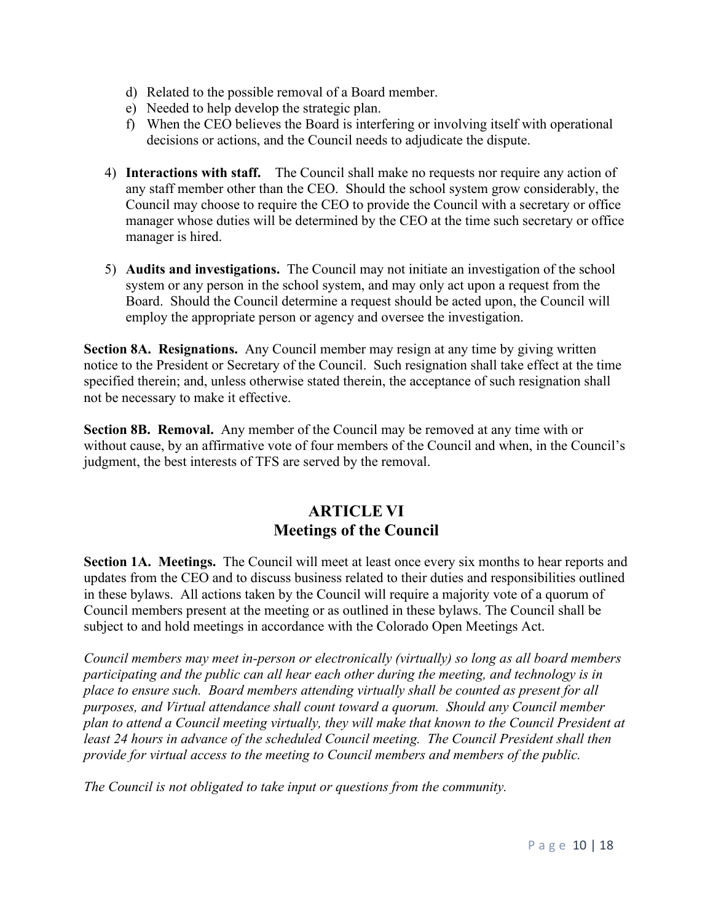d) Related to the possible removal of a Board member.
e) Needed to help develop the strategic plan.
f) When the CEO believes the Board is interfering or involving itself with operational decisions or actions, and the Council needs to adjudicate the dispute.

4) **Interactions with staff.** The Council shall make no requests nor require any action of any staff member other than the CEO. Should the school system grow considerably, the Council may choose to require the CEO to provide the Council with a secretary or office manager whose duties will be determined by the CEO at the time such secretary or office manager is hired.

5) **Audits and investigations.** The Council may not initiate an investigation of the school system or any person in the school system, and may only act upon a request from the Board. Should the Council determine a request should be acted upon, the Council will employ the appropriate person or agency and oversee the investigation.

**Section 8A. Resignations.** Any Council member may resign at any time by giving written notice to the President or Secretary of the Council. Such resignation shall take effect at the time specified therein; and, unless otherwise stated therein, the acceptance of such resignation shall not be necessary to make it effective.

**Section 8B. Removal.** Any member of the Council may be removed at any time with or without cause, by an affirmative vote of four members of the Council and when, in the Council's judgment, the best interests of TFS are served by the removal.

## ARTICLE VI
## Meetings of the Council

**Section 1A. Meetings.** The Council will meet at least once every six months to hear reports and updates from the CEO and to discuss business related to their duties and responsibilities outlined in these bylaws. All actions taken by the Council will require a majority vote of a quorum of Council members present at the meeting or as outlined in these bylaws. The Council shall be subject to and hold meetings in accordance with the Colorado Open Meetings Act.

*Council members may meet in-person or electronically (virtually) so long as all board members participating and the public can all hear each other during the meeting, and technology is in place to ensure such. Board members attending virtually shall be counted as present for all purposes, and Virtual attendance shall count toward a quorum. Should any Council member plan to attend a Council meeting virtually, they will make that known to the Council President at least 24 hours in advance of the scheduled Council meeting. The Council President shall then provide for virtual access to the meeting to Council members and members of the public.*

*The Council is not obligated to take input or questions from the community.*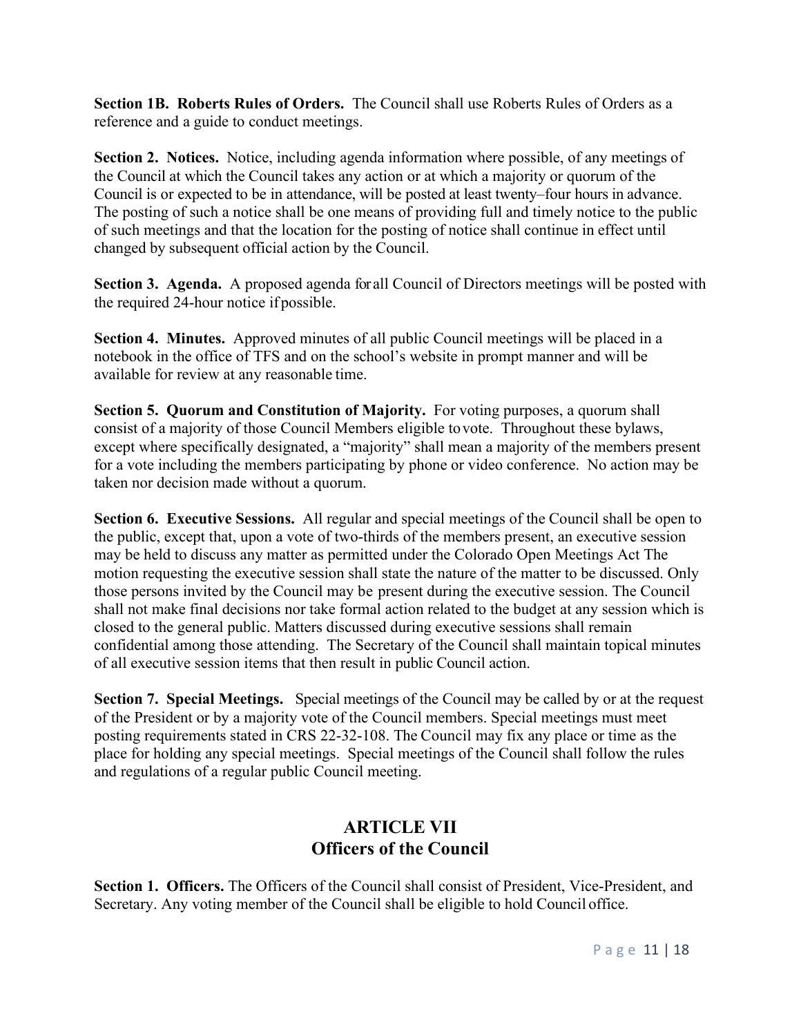**Section 1B. Roberts Rules of Orders.** The Council shall use Roberts Rules of Orders as a reference and a guide to conduct meetings.

**Section 2. Notices.** Notice, including agenda information where possible, of any meetings of the Council at which the Council takes any action or at which a majority or quorum of the Council is or expected to be in attendance, will be posted at least twenty–four hours in advance. The posting of such a notice shall be one means of providing full and timely notice to the public of such meetings and that the location for the posting of notice shall continue in effect until changed by subsequent official action by the Council.

**Section 3. Agenda.** A proposed agenda for all Council of Directors meetings will be posted with the required 24-hour notice if possible.

**Section 4. Minutes.** Approved minutes of all public Council meetings will be placed in a notebook in the office of TFS and on the school's website in prompt manner and will be available for review at any reasonable time.

**Section 5. Quorum and Constitution of Majority.** For voting purposes, a quorum shall consist of a majority of those Council Members eligible to vote. Throughout these bylaws, except where specifically designated, a "majority" shall mean a majority of the members present for a vote including the members participating by phone or video conference. No action may be taken nor decision made without a quorum.

**Section 6. Executive Sessions.** All regular and special meetings of the Council shall be open to the public, except that, upon a vote of two-thirds of the members present, an executive session may be held to discuss any matter as permitted under the Colorado Open Meetings Act The motion requesting the executive session shall state the nature of the matter to be discussed. Only those persons invited by the Council may be present during the executive session. The Council shall not make final decisions nor take formal action related to the budget at any session which is closed to the general public. Matters discussed during executive sessions shall remain confidential among those attending. The Secretary of the Council shall maintain topical minutes of all executive session items that then result in public Council action.

**Section 7. Special Meetings.** Special meetings of the Council may be called by or at the request of the President or by a majority vote of the Council members. Special meetings must meet posting requirements stated in CRS 22-32-108. The Council may fix any place or time as the place for holding any special meetings. Special meetings of the Council shall follow the rules and regulations of a regular public Council meeting.

## ARTICLE VII
## Officers of the Council

**Section 1. Officers.** The Officers of the Council shall consist of President, Vice-President, and Secretary. Any voting member of the Council shall be eligible to hold Council office.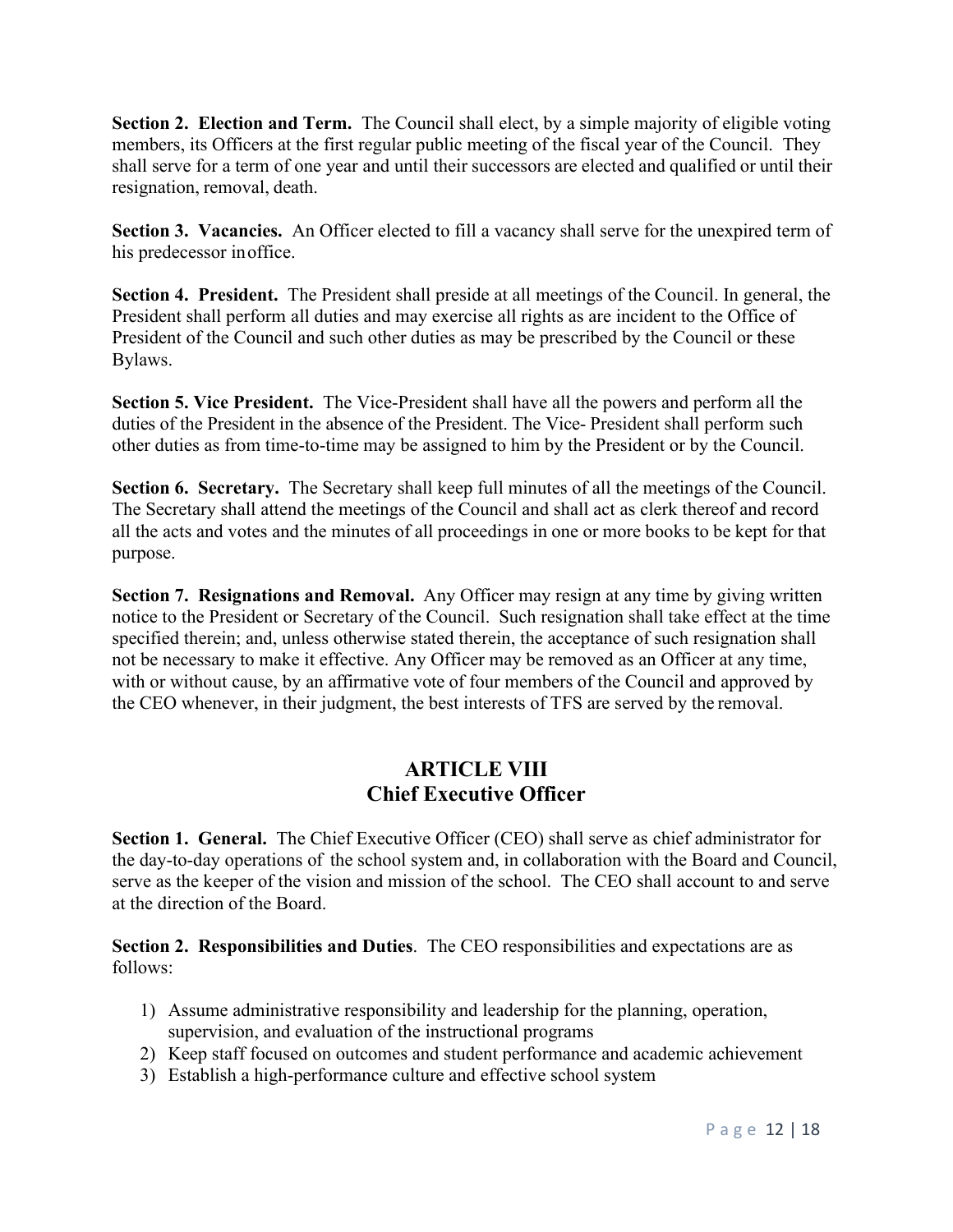**Section 2. Election and Term.** The Council shall elect, by a simple majority of eligible voting members, its Officers at the first regular public meeting of the fiscal year of the Council. They shall serve for a term of one year and until their successors are elected and qualified or until their resignation, removal, death.

**Section 3. Vacancies.** An Officer elected to fill a vacancy shall serve for the unexpired term of his predecessor in office.

**Section 4. President.** The President shall preside at all meetings of the Council. In general, the President shall perform all duties and may exercise all rights as are incident to the Office of President of the Council and such other duties as may be prescribed by the Council or these Bylaws.

**Section 5. Vice President.** The Vice-President shall have all the powers and perform all the duties of the President in the absence of the President. The Vice- President shall perform such other duties as from time-to-time may be assigned to him by the President or by the Council.

**Section 6. Secretary.** The Secretary shall keep full minutes of all the meetings of the Council. The Secretary shall attend the meetings of the Council and shall act as clerk thereof and record all the acts and votes and the minutes of all proceedings in one or more books to be kept for that purpose.

**Section 7. Resignations and Removal.** Any Officer may resign at any time by giving written notice to the President or Secretary of the Council. Such resignation shall take effect at the time specified therein; and, unless otherwise stated therein, the acceptance of such resignation shall not be necessary to make it effective. Any Officer may be removed as an Officer at any time, with or without cause, by an affirmative vote of four members of the Council and approved by the CEO whenever, in their judgment, the best interests of TFS are served by the removal.

## ARTICLE VIII
## Chief Executive Officer

**Section 1. General.** The Chief Executive Officer (CEO) shall serve as chief administrator for the day-to-day operations of the school system and, in collaboration with the Board and Council, serve as the keeper of the vision and mission of the school. The CEO shall account to and serve at the direction of the Board.

**Section 2. Responsibilities and Duties**. The CEO responsibilities and expectations are as follows:

1) Assume administrative responsibility and leadership for the planning, operation, supervision, and evaluation of the instructional programs
2) Keep staff focused on outcomes and student performance and academic achievement
3) Establish a high-performance culture and effective school system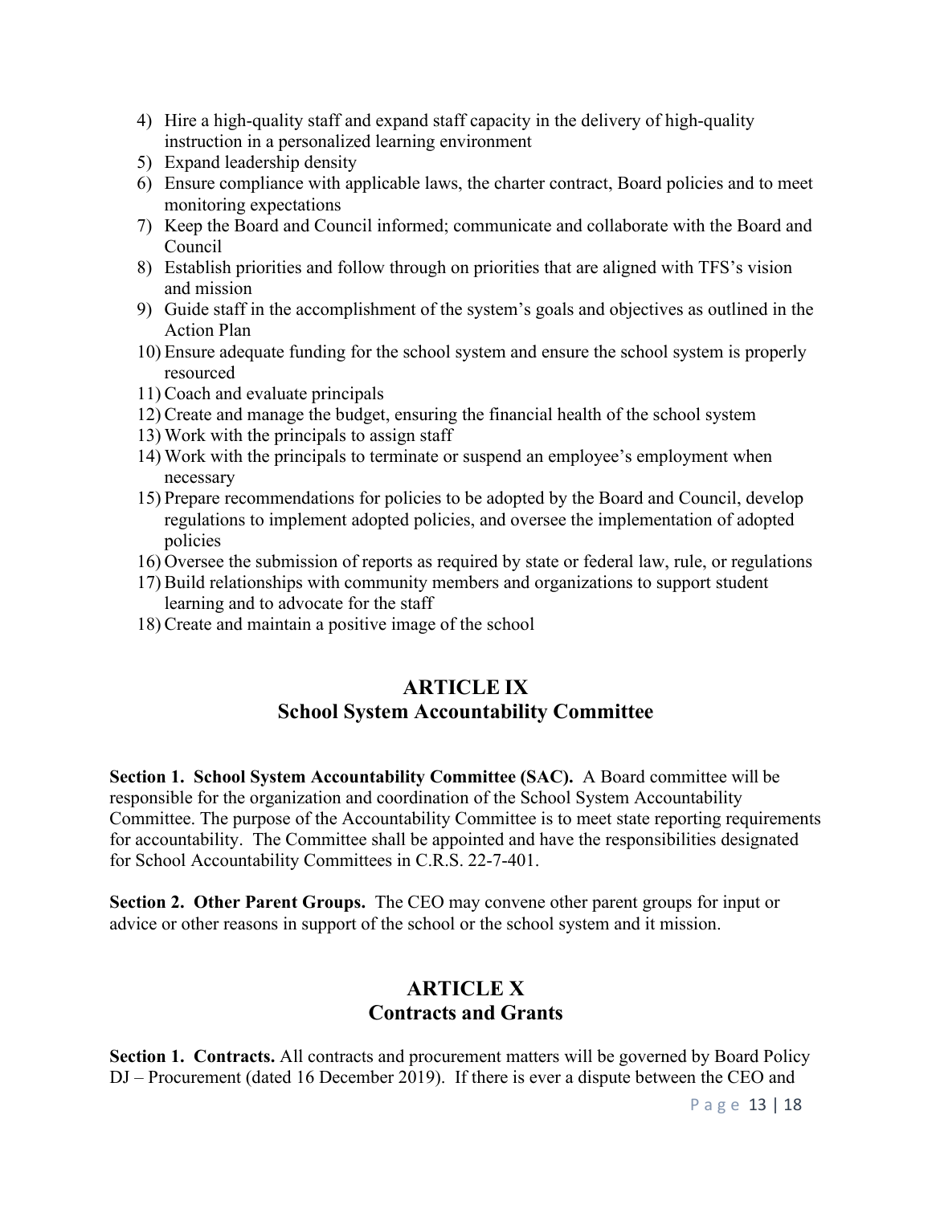4) Hire a high-quality staff and expand staff capacity in the delivery of high-quality instruction in a personalized learning environment
5) Expand leadership density
6) Ensure compliance with applicable laws, the charter contract, Board policies and to meet monitoring expectations
7) Keep the Board and Council informed; communicate and collaborate with the Board and Council
8) Establish priorities and follow through on priorities that are aligned with TFS's vision and mission
9) Guide staff in the accomplishment of the system's goals and objectives as outlined in the Action Plan
10) Ensure adequate funding for the school system and ensure the school system is properly resourced
11) Coach and evaluate principals
12) Create and manage the budget, ensuring the financial health of the school system
13) Work with the principals to assign staff
14) Work with the principals to terminate or suspend an employee's employment when necessary
15) Prepare recommendations for policies to be adopted by the Board and Council, develop regulations to implement adopted policies, and oversee the implementation of adopted policies
16) Oversee the submission of reports as required by state or federal law, rule, or regulations
17) Build relationships with community members and organizations to support student learning and to advocate for the staff
18) Create and maintain a positive image of the school

## ARTICLE IX
## School System Accountability Committee

**Section 1. School System Accountability Committee (SAC).** A Board committee will be responsible for the organization and coordination of the School System Accountability Committee. The purpose of the Accountability Committee is to meet state reporting requirements for accountability. The Committee shall be appointed and have the responsibilities designated for School Accountability Committees in C.R.S. 22-7-401.

**Section 2. Other Parent Groups.** The CEO may convene other parent groups for input or advice or other reasons in support of the school or the school system and it mission.

## ARTICLE X
## Contracts and Grants

**Section 1. Contracts.** All contracts and procurement matters will be governed by Board Policy DJ – Procurement (dated 16 December 2019). If there is ever a dispute between the CEO and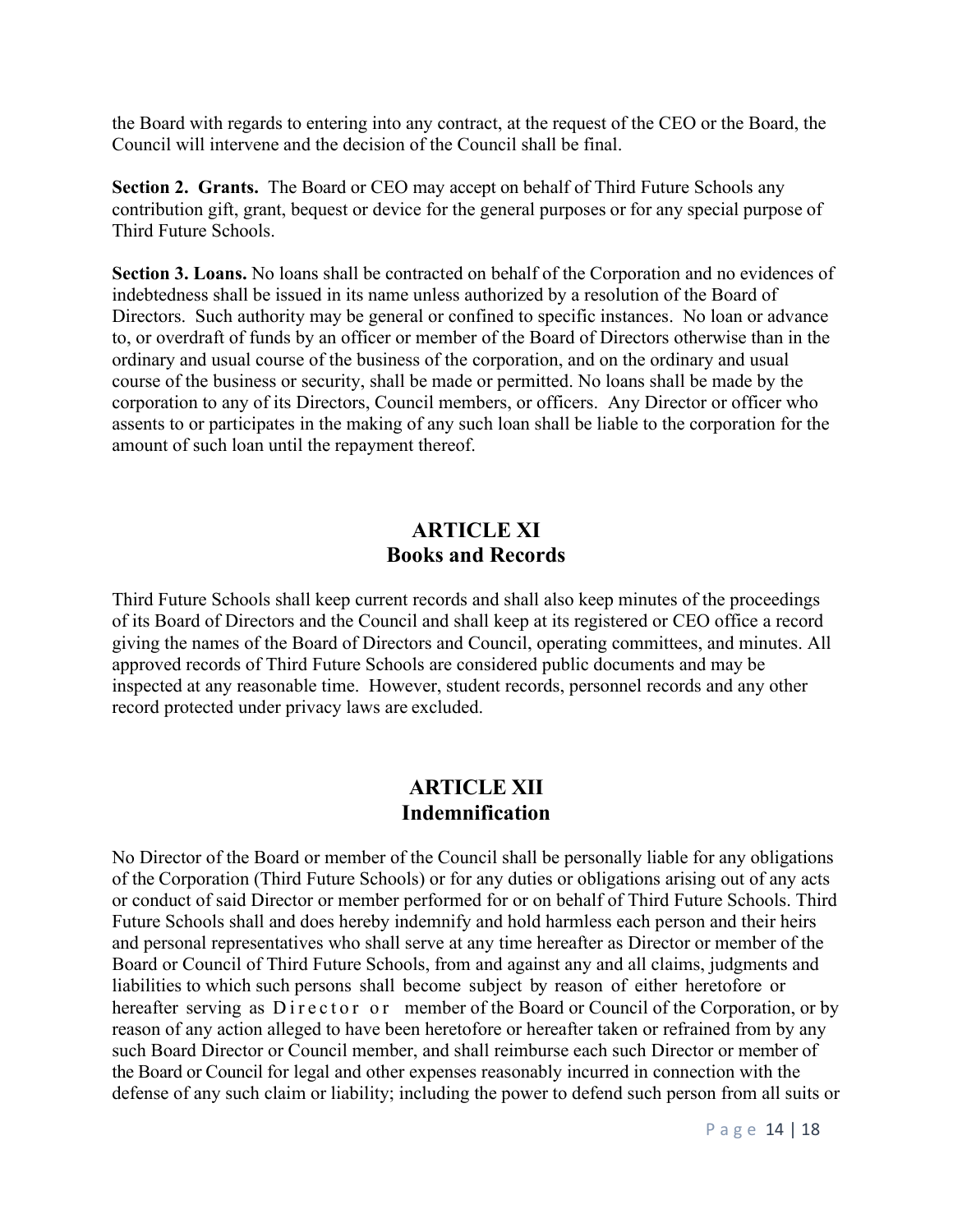the Board with regards to entering into any contract, at the request of the CEO or the Board, the Council will intervene and the decision of the Council shall be final.

**Section 2. Grants.** The Board or CEO may accept on behalf of Third Future Schools any contribution gift, grant, bequest or device for the general purposes or for any special purpose of Third Future Schools.

**Section 3. Loans.** No loans shall be contracted on behalf of the Corporation and no evidences of indebtedness shall be issued in its name unless authorized by a resolution of the Board of Directors. Such authority may be general or confined to specific instances. No loan or advance to, or overdraft of funds by an officer or member of the Board of Directors otherwise than in the ordinary and usual course of the business of the corporation, and on the ordinary and usual course of the business or security, shall be made or permitted. No loans shall be made by the corporation to any of its Directors, Council members, or officers. Any Director or officer who assents to or participates in the making of any such loan shall be liable to the corporation for the amount of such loan until the repayment thereof.

## ARTICLE XI
## Books and Records

Third Future Schools shall keep current records and shall also keep minutes of the proceedings of its Board of Directors and the Council and shall keep at its registered or CEO office a record giving the names of the Board of Directors and Council, operating committees, and minutes. All approved records of Third Future Schools are considered public documents and may be inspected at any reasonable time. However, student records, personnel records and any other record protected under privacy laws are excluded.

## ARTICLE XII
## Indemnification

No Director of the Board or member of the Council shall be personally liable for any obligations of the Corporation (Third Future Schools) or for any duties or obligations arising out of any acts or conduct of said Director or member performed for or on behalf of Third Future Schools. Third Future Schools shall and does hereby indemnify and hold harmless each person and their heirs and personal representatives who shall serve at any time hereafter as Director or member of the Board or Council of Third Future Schools, from and against any and all claims, judgments and liabilities to which such persons shall become subject by reason of either heretofore or hereafter serving as Director or member of the Board or Council of the Corporation, or by reason of any action alleged to have been heretofore or hereafter taken or refrained from by any such Board Director or Council member, and shall reimburse each such Director or member of the Board or Council for legal and other expenses reasonably incurred in connection with the defense of any such claim or liability; including the power to defend such person from all suits or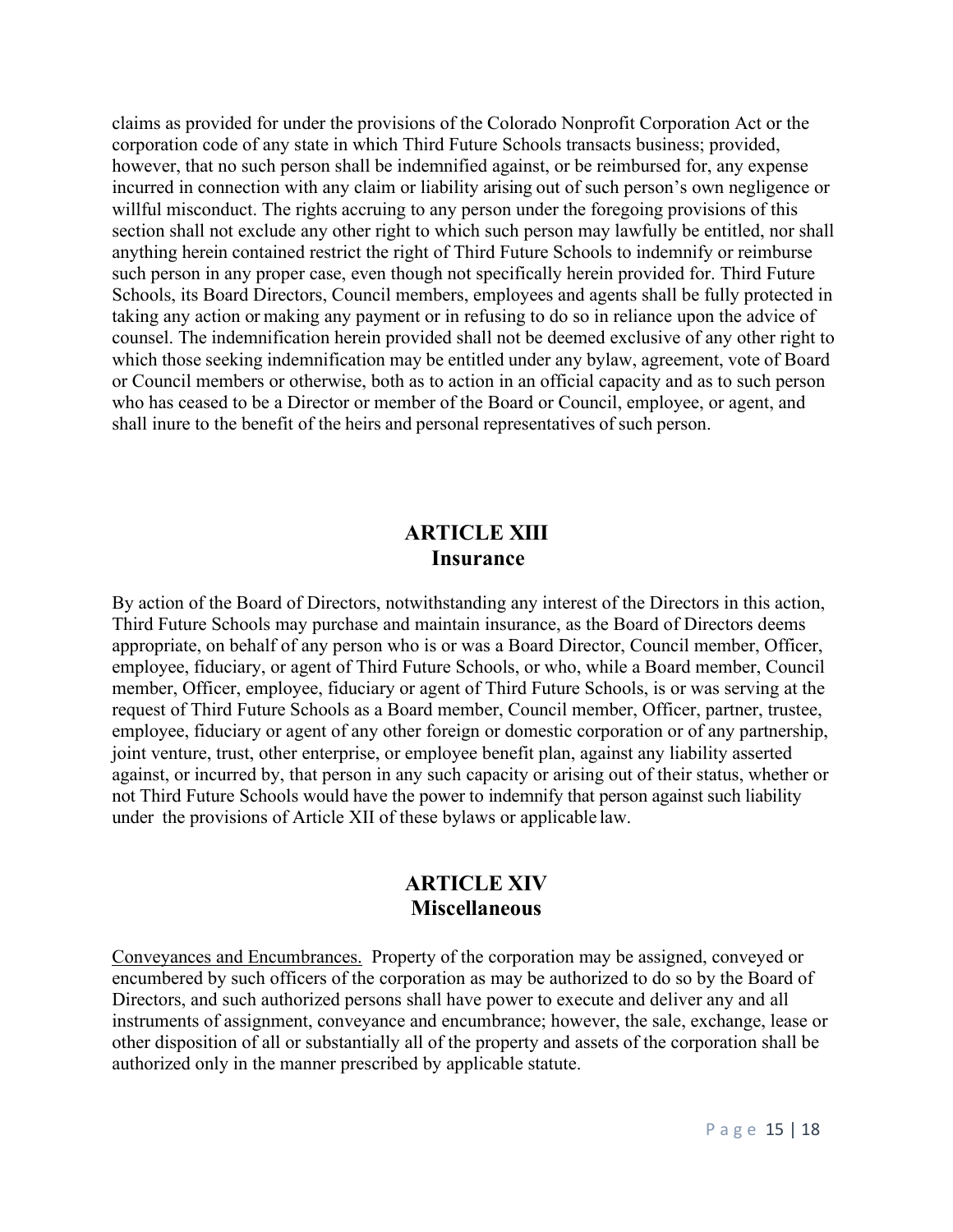claims as provided for under the provisions of the Colorado Nonprofit Corporation Act or the corporation code of any state in which Third Future Schools transacts business; provided, however, that no such person shall be indemnified against, or be reimbursed for, any expense incurred in connection with any claim or liability arising out of such person's own negligence or willful misconduct. The rights accruing to any person under the foregoing provisions of this section shall not exclude any other right to which such person may lawfully be entitled, nor shall anything herein contained restrict the right of Third Future Schools to indemnify or reimburse such person in any proper case, even though not specifically herein provided for. Third Future Schools, its Board Directors, Council members, employees and agents shall be fully protected in taking any action or making any payment or in refusing to do so in reliance upon the advice of counsel. The indemnification herein provided shall not be deemed exclusive of any other right to which those seeking indemnification may be entitled under any bylaw, agreement, vote of Board or Council members or otherwise, both as to action in an official capacity and as to such person who has ceased to be a Director or member of the Board or Council, employee, or agent, and shall inure to the benefit of the heirs and personal representatives of such person.

## ARTICLE XIII
## Insurance

By action of the Board of Directors, notwithstanding any interest of the Directors in this action, Third Future Schools may purchase and maintain insurance, as the Board of Directors deems appropriate, on behalf of any person who is or was a Board Director, Council member, Officer, employee, fiduciary, or agent of Third Future Schools, or who, while a Board member, Council member, Officer, employee, fiduciary or agent of Third Future Schools, is or was serving at the request of Third Future Schools as a Board member, Council member, Officer, partner, trustee, employee, fiduciary or agent of any other foreign or domestic corporation or of any partnership, joint venture, trust, other enterprise, or employee benefit plan, against any liability asserted against, or incurred by, that person in any such capacity or arising out of their status, whether or not Third Future Schools would have the power to indemnify that person against such liability under the provisions of Article XII of these bylaws or applicable law.

## ARTICLE XIV
## Miscellaneous

Conveyances and Encumbrances. Property of the corporation may be assigned, conveyed or encumbered by such officers of the corporation as may be authorized to do so by the Board of Directors, and such authorized persons shall have power to execute and deliver any and all instruments of assignment, conveyance and encumbrance; however, the sale, exchange, lease or other disposition of all or substantially all of the property and assets of the corporation shall be authorized only in the manner prescribed by applicable statute.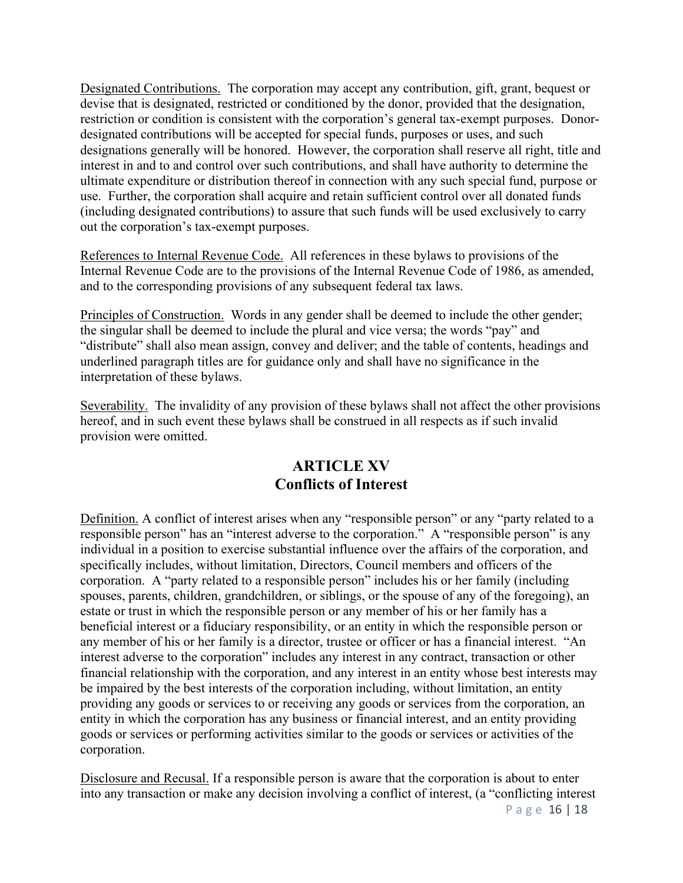Designated Contributions. The corporation may accept any contribution, gift, grant, bequest or devise that is designated, restricted or conditioned by the donor, provided that the designation, restriction or condition is consistent with the corporation's general tax-exempt purposes. Donor-designated contributions will be accepted for special funds, purposes or uses, and such designations generally will be honored. However, the corporation shall reserve all right, title and interest in and to and control over such contributions, and shall have authority to determine the ultimate expenditure or distribution thereof in connection with any such special fund, purpose or use. Further, the corporation shall acquire and retain sufficient control over all donated funds (including designated contributions) to assure that such funds will be used exclusively to carry out the corporation's tax-exempt purposes.

References to Internal Revenue Code. All references in these bylaws to provisions of the Internal Revenue Code are to the provisions of the Internal Revenue Code of 1986, as amended, and to the corresponding provisions of any subsequent federal tax laws.

Principles of Construction. Words in any gender shall be deemed to include the other gender; the singular shall be deemed to include the plural and vice versa; the words "pay" and "distribute" shall also mean assign, convey and deliver; and the table of contents, headings and underlined paragraph titles are for guidance only and shall have no significance in the interpretation of these bylaws.

Severability. The invalidity of any provision of these bylaws shall not affect the other provisions hereof, and in such event these bylaws shall be construed in all respects as if such invalid provision were omitted.

## ARTICLE XV
## Conflicts of Interest

Definition. A conflict of interest arises when any "responsible person" or any "party related to a responsible person" has an "interest adverse to the corporation." A "responsible person" is any individual in a position to exercise substantial influence over the affairs of the corporation, and specifically includes, without limitation, Directors, Council members and officers of the corporation. A "party related to a responsible person" includes his or her family (including spouses, parents, children, grandchildren, or siblings, or the spouse of any of the foregoing), an estate or trust in which the responsible person or any member of his or her family has a beneficial interest or a fiduciary responsibility, or an entity in which the responsible person or any member of his or her family is a director, trustee or officer or has a financial interest. "An interest adverse to the corporation" includes any interest in any contract, transaction or other financial relationship with the corporation, and any interest in an entity whose best interests may be impaired by the best interests of the corporation including, without limitation, an entity providing any goods or services to or receiving any goods or services from the corporation, an entity in which the corporation has any business or financial interest, and an entity providing goods or services or performing activities similar to the goods or services or activities of the corporation.

Disclosure and Recusal. If a responsible person is aware that the corporation is about to enter into any transaction or make any decision involving a conflict of interest, (a "conflicting interest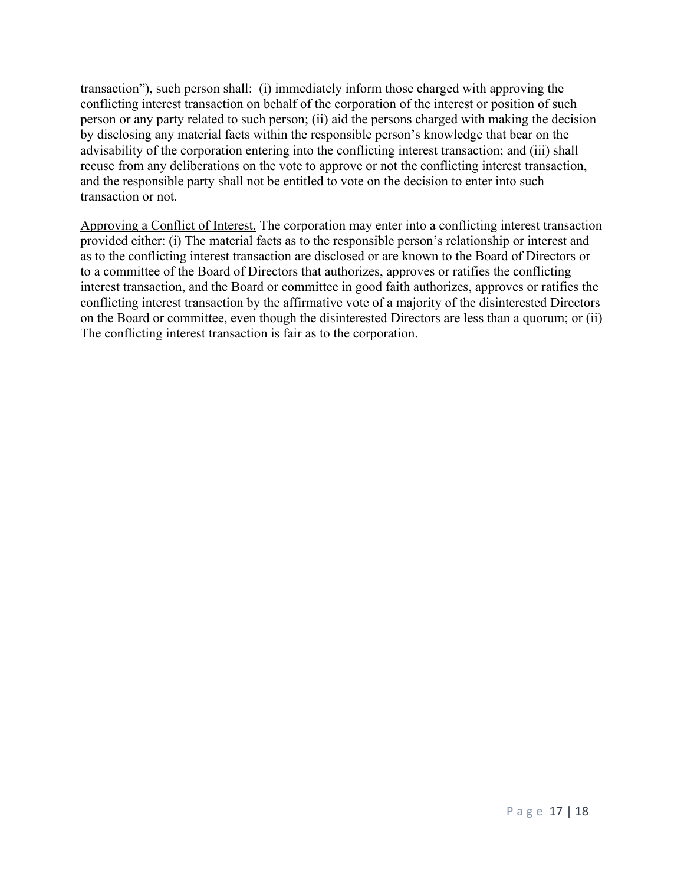transaction"), such person shall: (i) immediately inform those charged with approving the conflicting interest transaction on behalf of the corporation of the interest or position of such person or any party related to such person; (ii) aid the persons charged with making the decision by disclosing any material facts within the responsible person's knowledge that bear on the advisability of the corporation entering into the conflicting interest transaction; and (iii) shall recuse from any deliberations on the vote to approve or not the conflicting interest transaction, and the responsible party shall not be entitled to vote on the decision to enter into such transaction or not.

<u>Approving a Conflict of Interest.</u> The corporation may enter into a conflicting interest transaction provided either: (i) The material facts as to the responsible person's relationship or interest and as to the conflicting interest transaction are disclosed or are known to the Board of Directors or to a committee of the Board of Directors that authorizes, approves or ratifies the conflicting interest transaction, and the Board or committee in good faith authorizes, approves or ratifies the conflicting interest transaction by the affirmative vote of a majority of the disinterested Directors on the Board or committee, even though the disinterested Directors are less than a quorum; or (ii) The conflicting interest transaction is fair as to the corporation.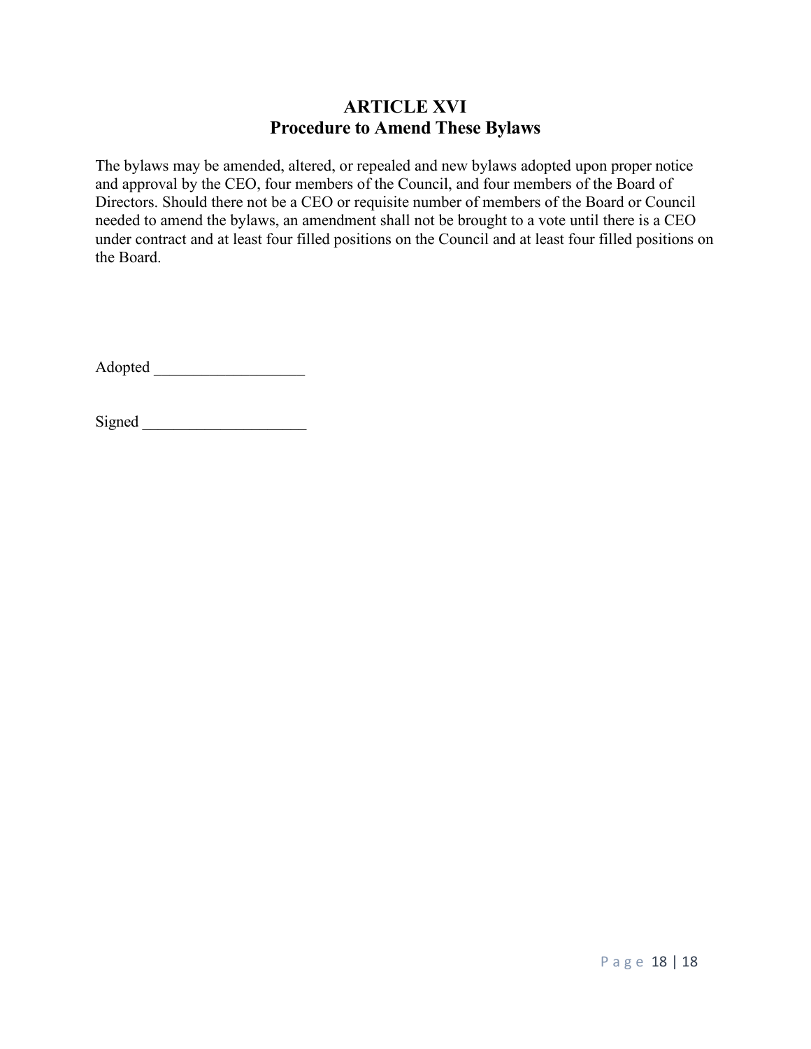## ARTICLE XVI
## Procedure to Amend These Bylaws

The bylaws may be amended, altered, or repealed and new bylaws adopted upon proper notice and approval by the CEO, four members of the Council, and four members of the Board of Directors. Should there not be a CEO or requisite number of members of the Board or Council needed to amend the bylaws, an amendment shall not be brought to a vote until there is a CEO under contract and at least four filled positions on the Council and at least four filled positions on the Board.

Adopted ___________________

Signed ____________________